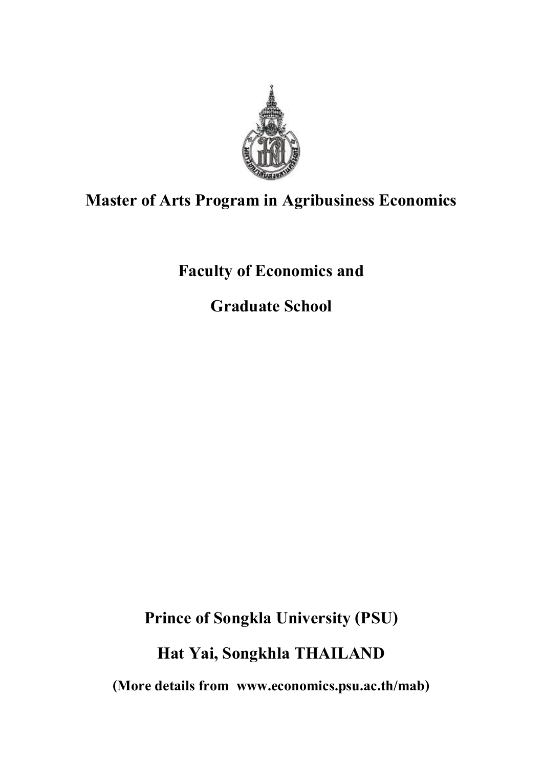# Master of Arts Program in Agribusiness Economics

## Faculty of Economics and

## Graduate School

## Prince of Songkla University (PSU)

## Hat Yai, Songkhla THAILAND

**(More details from www.economics.psu.ac.th/mab)**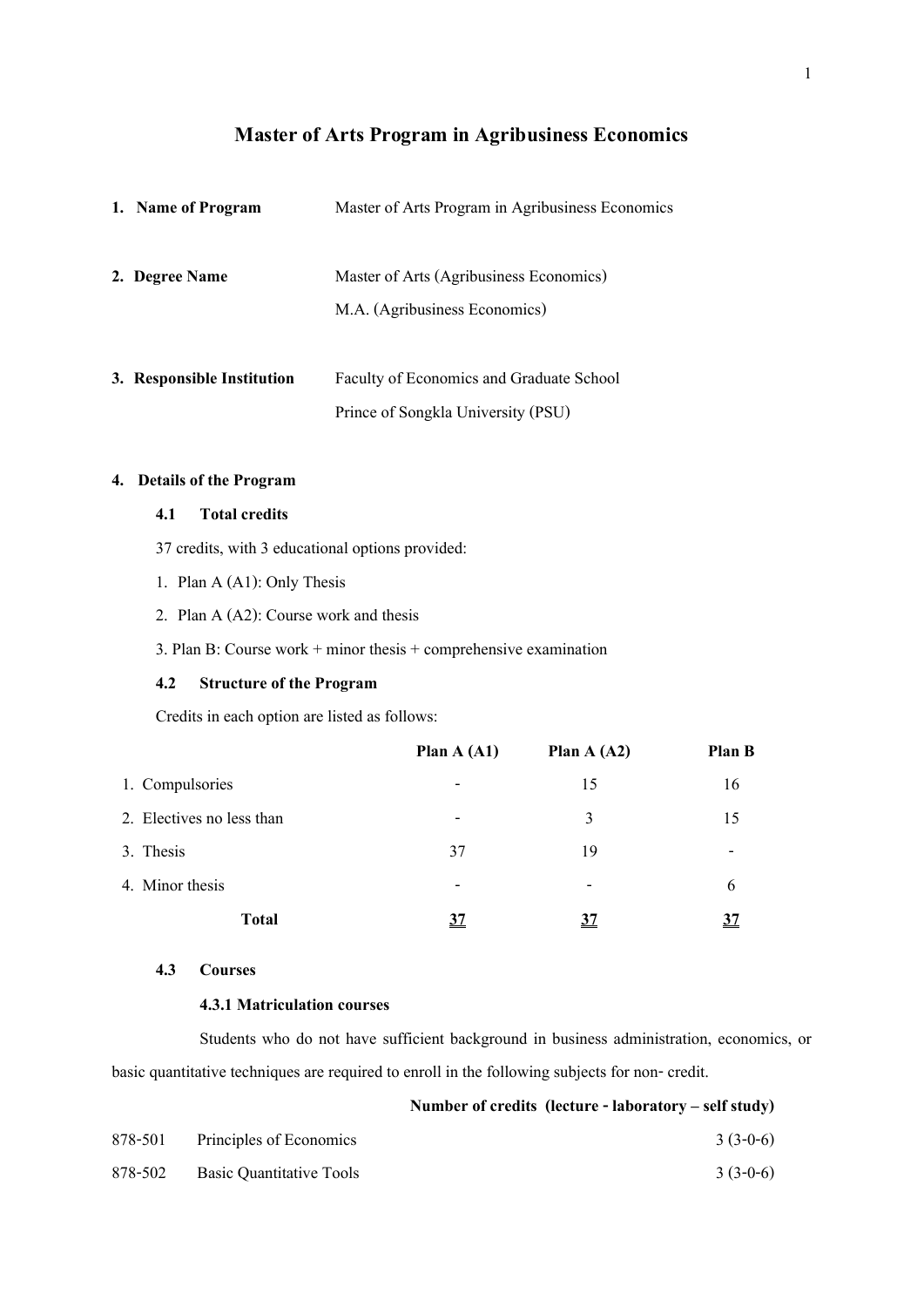# Master of Arts Program in Agribusiness Economics

**1. Name of Program** Master of Arts Program in Agribusiness Economics

**2. Degree Name** Master of Arts (Agribusiness Economics)

M.A. (Agribusiness Economics)

**3. Responsible Institution** Faculty of Economics and Graduate School

Prince of Songkla University (PSU)

**4. Details of the Program**

**4.1 Total credits**

37 credits, with 3 educational options provided:

1. Plan A (A1): Only Thesis
2. Plan A (A2): Course work and thesis
3. Plan B: Course work + minor thesis + comprehensive examination

**4.2 Structure of the Program**

Credits in each option are listed as follows:

| | Plan A (A1) | Plan A (A2) | Plan B |
|---|---|---|---|
| 1. Compulsories | - | 15 | 16 |
| 2. Electives no less than | - | 3 | 15 |
| 3. Thesis | 37 | 19 | - |
| 4. Minor thesis | - | - | 6 |
| **Total** | **37** | **37** | **37** |

**4.3 Courses**

**4.3.1 Matriculation courses**

Students who do not have sufficient background in business administration, economics, or basic quantitative techniques are required to enroll in the following subjects for non- credit.

| | | **Number of credits (lecture - laboratory – self study)** |
|---|---|---|
| 878-501 | Principles of Economics | 3 (3-0-6) |
| 878-502 | Basic Quantitative Tools | 3 (3-0-6) |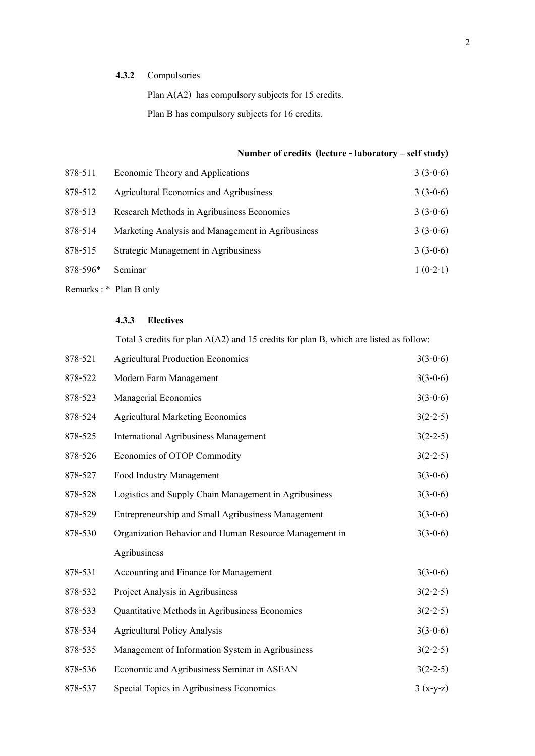#### 4.3.2 Compulsories

Plan A(A2) has compulsory subjects for 15 credits.

Plan B has compulsory subjects for 16 credits.

| | | Number of credits (lecture - laboratory – self study) |
|---|---|---|
| 878-511 | Economic Theory and Applications | 3 (3-0-6) |
| 878-512 | Agricultural Economics and Agribusiness | 3 (3-0-6) |
| 878-513 | Research Methods in Agribusiness Economics | 3 (3-0-6) |
| 878-514 | Marketing Analysis and Management in Agribusiness | 3 (3-0-6) |
| 878-515 | Strategic Management in Agribusiness | 3 (3-0-6) |
| 878-596* | Seminar | 1 (0-2-1) |

Remarks : * Plan B only

#### 4.3.3 Electives

Total 3 credits for plan A(A2) and 15 credits for plan B, which are listed as follow:

| | | |
|---|---|---|
| 878-521 | Agricultural Production Economics | 3(3-0-6) |
| 878-522 | Modern Farm Management | 3(3-0-6) |
| 878-523 | Managerial Economics | 3(3-0-6) |
| 878-524 | Agricultural Marketing Economics | 3(2-2-5) |
| 878-525 | International Agribusiness Management | 3(2-2-5) |
| 878-526 | Economics of OTOP Commodity | 3(2-2-5) |
| 878-527 | Food Industry Management | 3(3-0-6) |
| 878-528 | Logistics and Supply Chain Management in Agribusiness | 3(3-0-6) |
| 878-529 | Entrepreneurship and Small Agribusiness Management | 3(3-0-6) |
| 878-530 | Organization Behavior and Human Resource Management in Agribusiness | 3(3-0-6) |
| 878-531 | Accounting and Finance for Management | 3(3-0-6) |
| 878-532 | Project Analysis in Agribusiness | 3(2-2-5) |
| 878-533 | Quantitative Methods in Agribusiness Economics | 3(2-2-5) |
| 878-534 | Agricultural Policy Analysis | 3(3-0-6) |
| 878-535 | Management of Information System in Agribusiness | 3(2-2-5) |
| 878-536 | Economic and Agribusiness Seminar in ASEAN | 3(2-2-5) |
| 878-537 | Special Topics in Agribusiness Economics | 3 (x-y-z) |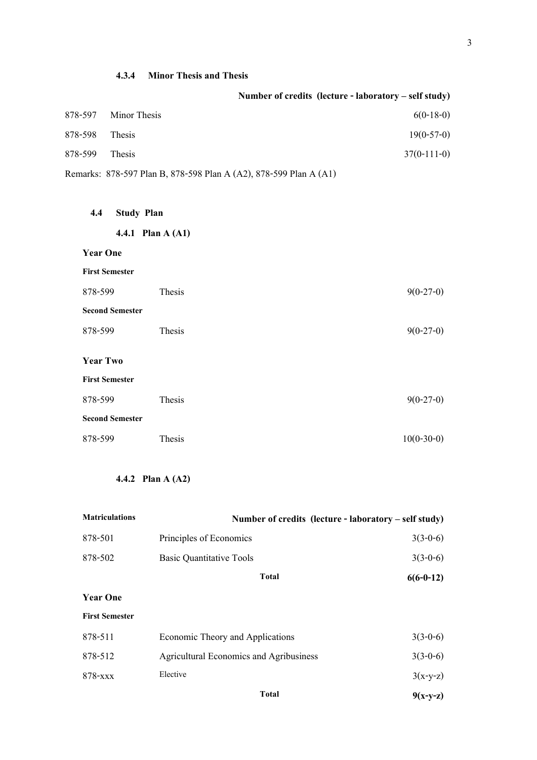#### 4.3.4 Minor Thesis and Thesis

| | | Number of credits (lecture - laboratory – self study) |
|---|---|---|
| 878-597 | Minor Thesis | 6(0-18-0) |
| 878-598 | Thesis | 19(0-57-0) |
| 878-599 | Thesis | 37(0-111-0) |

Remarks: 878-597 Plan B, 878-598 Plan A (A2), 878-599 Plan A (A1)

### 4.4 Study Plan

#### 4.4.1 Plan A (A1)

**Year One**

**First Semester**

| | | |
|---|---|---|
| 878-599 | Thesis | 9(0-27-0) |

**Second Semester**

| | | |
|---|---|---|
| 878-599 | Thesis | 9(0-27-0) |

**Year Two**

**First Semester**

| | | |
|---|---|---|
| 878-599 | Thesis | 9(0-27-0) |

**Second Semester**

| | | |
|---|---|---|
| 878-599 | Thesis | 10(0-30-0) |

#### 4.4.2 Plan A (A2)

| Matriculations | | Number of credits (lecture - laboratory – self study) |
|---|---|---|
| 878-501 | Principles of Economics | 3(3-0-6) |
| 878-502 | Basic Quantitative Tools | 3(3-0-6) |
| | **Total** | **6(6-0-12)** |

**Year One**

**First Semester**

| | | |
|---|---|---|
| 878-511 | Economic Theory and Applications | 3(3-0-6) |
| 878-512 | Agricultural Economics and Agribusiness | 3(3-0-6) |
| 878-xxx | Elective | 3(x-y-z) |
| | **Total** | **9(x-y-z)** |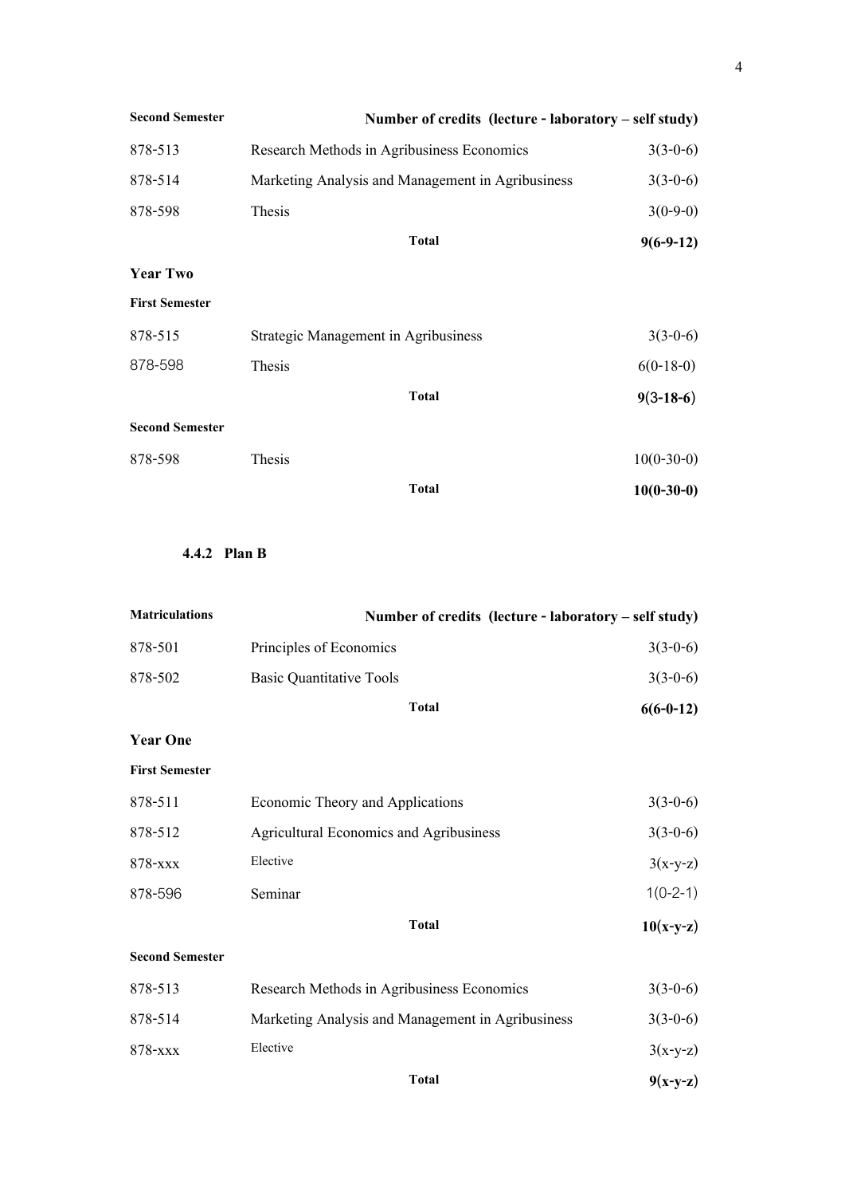| Second Semester | | Number of credits (lecture - laboratory – self study) |
|---|---|---|
| 878-513 | Research Methods in Agribusiness Economics | 3(3-0-6) |
| 878-514 | Marketing Analysis and Management in Agribusiness | 3(3-0-6) |
| 878-598 | Thesis | 3(0-9-0) |
| | **Total** | **9(6-9-12)** |

**Year Two**

| First Semester | | |
|---|---|---|
| 878-515 | Strategic Management in Agribusiness | 3(3-0-6) |
| 878-598 | Thesis | 6(0-18-0) |
| | **Total** | **9(3-18-6)** |

| Second Semester | | |
|---|---|---|
| 878-598 | Thesis | 10(0-30-0) |
| | **Total** | **10(0-30-0)** |

#### 4.4.2 Plan B

| Matriculations | | Number of credits (lecture - laboratory – self study) |
|---|---|---|
| 878-501 | Principles of Economics | 3(3-0-6) |
| 878-502 | Basic Quantitative Tools | 3(3-0-6) |
| | **Total** | **6(6-0-12)** |

**Year One**

| First Semester | | |
|---|---|---|
| 878-511 | Economic Theory and Applications | 3(3-0-6) |
| 878-512 | Agricultural Economics and Agribusiness | 3(3-0-6) |
| 878-xxx | Elective | 3(x-y-z) |
| 878-596 | Seminar | 1(0-2-1) |
| | **Total** | **10(x-y-z)** |

| Second Semester | | |
|---|---|---|
| 878-513 | Research Methods in Agribusiness Economics | 3(3-0-6) |
| 878-514 | Marketing Analysis and Management in Agribusiness | 3(3-0-6) |
| 878-xxx | Elective | 3(x-y-z) |
| | **Total** | **9(x-y-z)** |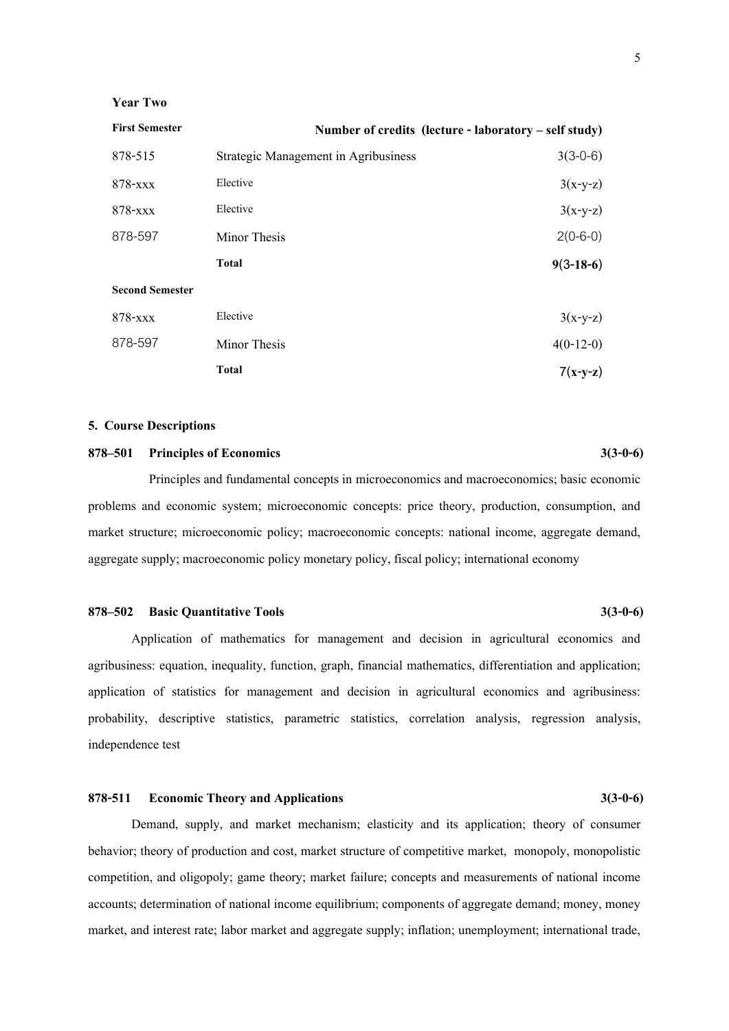**Year Two**

| First Semester | | Number of credits (lecture - laboratory – self study) |
|---|---|---|
| 878-515 | Strategic Management in Agribusiness | 3(3-0-6) |
| 878-xxx | Elective | 3(x-y-z) |
| 878-xxx | Elective | 3(x-y-z) |
| 878-597 | Minor Thesis | 2(0-6-0) |
| | **Total** | **9(3-18-6)** |
| **Second Semester** | | |
| 878-xxx | Elective | 3(x-y-z) |
| 878-597 | Minor Thesis | 4(0-12-0) |
| | **Total** | **7(x-y-z)** |

**5. Course Descriptions**

**878–501 Principles of Economics 3(3-0-6)**

Principles and fundamental concepts in microeconomics and macroeconomics; basic economic problems and economic system; microeconomic concepts: price theory, production, consumption, and market structure; microeconomic policy; macroeconomic concepts: national income, aggregate demand, aggregate supply; macroeconomic policy monetary policy, fiscal policy; international economy

**878–502 Basic Quantitative Tools 3(3-0-6)**

Application of mathematics for management and decision in agricultural economics and agribusiness: equation, inequality, function, graph, financial mathematics, differentiation and application; application of statistics for management and decision in agricultural economics and agribusiness: probability, descriptive statistics, parametric statistics, correlation analysis, regression analysis, independence test

**878-511 Economic Theory and Applications 3(3-0-6)**

Demand, supply, and market mechanism; elasticity and its application; theory of consumer behavior; theory of production and cost, market structure of competitive market, monopoly, monopolistic competition, and oligopoly; game theory; market failure; concepts and measurements of national income accounts; determination of national income equilibrium; components of aggregate demand; money, money market, and interest rate; labor market and aggregate supply; inflation; unemployment; international trade,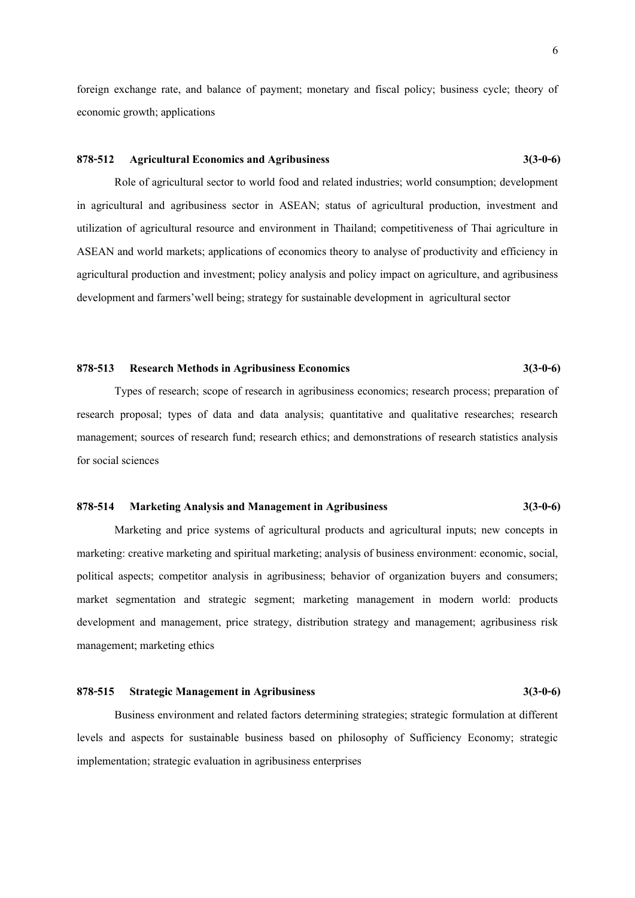foreign exchange rate, and balance of payment; monetary and fiscal policy; business cycle; theory of economic growth; applications

**878-512 Agricultural Economics and Agribusiness 3(3-0-6)**

Role of agricultural sector to world food and related industries; world consumption; development in agricultural and agribusiness sector in ASEAN; status of agricultural production, investment and utilization of agricultural resource and environment in Thailand; competitiveness of Thai agriculture in ASEAN and world markets; applications of economics theory to analyse of productivity and efficiency in agricultural production and investment; policy analysis and policy impact on agriculture, and agribusiness development and farmers'well being; strategy for sustainable development in agricultural sector

**878-513 Research Methods in Agribusiness Economics 3(3-0-6)**

Types of research; scope of research in agribusiness economics; research process; preparation of research proposal; types of data and data analysis; quantitative and qualitative researches; research management; sources of research fund; research ethics; and demonstrations of research statistics analysis for social sciences

**878-514 Marketing Analysis and Management in Agribusiness 3(3-0-6)**

Marketing and price systems of agricultural products and agricultural inputs; new concepts in marketing: creative marketing and spiritual marketing; analysis of business environment: economic, social, political aspects; competitor analysis in agribusiness; behavior of organization buyers and consumers; market segmentation and strategic segment; marketing management in modern world: products development and management, price strategy, distribution strategy and management; agribusiness risk management; marketing ethics

**878-515 Strategic Management in Agribusiness 3(3-0-6)**

Business environment and related factors determining strategies; strategic formulation at different levels and aspects for sustainable business based on philosophy of Sufficiency Economy; strategic implementation; strategic evaluation in agribusiness enterprises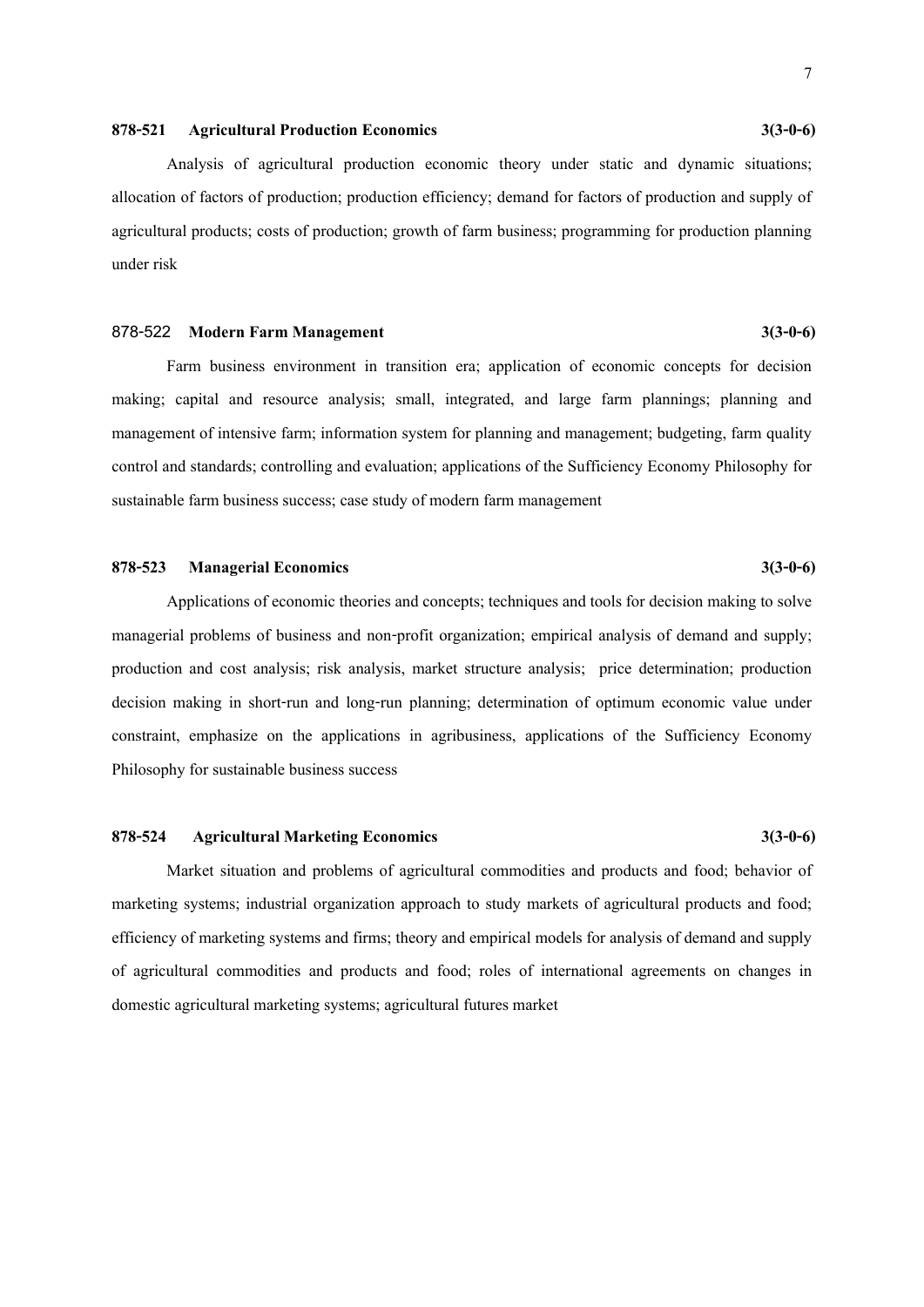**878-521 Agricultural Production Economics 3(3-0-6)**

Analysis of agricultural production economic theory under static and dynamic situations; allocation of factors of production; production efficiency; demand for factors of production and supply of agricultural products; costs of production; growth of farm business; programming for production planning under risk

878-522 **Modern Farm Management 3(3-0-6)**

Farm business environment in transition era; application of economic concepts for decision making; capital and resource analysis; small, integrated, and large farm plannings; planning and management of intensive farm; information system for planning and management; budgeting, farm quality control and standards; controlling and evaluation; applications of the Sufficiency Economy Philosophy for sustainable farm business success; case study of modern farm management

**878-523 Managerial Economics 3(3-0-6)**

Applications of economic theories and concepts; techniques and tools for decision making to solve managerial problems of business and non-profit organization; empirical analysis of demand and supply; production and cost analysis; risk analysis, market structure analysis; price determination; production decision making in short-run and long-run planning; determination of optimum economic value under constraint, emphasize on the applications in agribusiness, applications of the Sufficiency Economy Philosophy for sustainable business success

**878-524 Agricultural Marketing Economics 3(3-0-6)**

Market situation and problems of agricultural commodities and products and food; behavior of marketing systems; industrial organization approach to study markets of agricultural products and food; efficiency of marketing systems and firms; theory and empirical models for analysis of demand and supply of agricultural commodities and products and food; roles of international agreements on changes in domestic agricultural marketing systems; agricultural futures market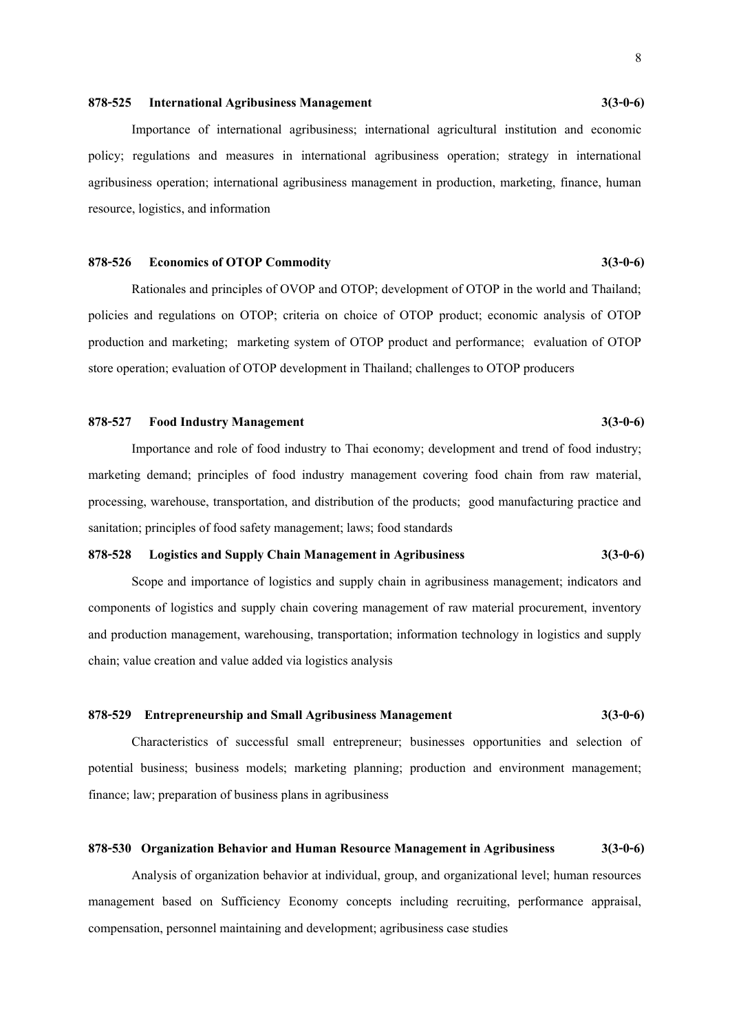**878-525 International Agribusiness Management** **3(3-0-6)**

Importance of international agribusiness; international agricultural institution and economic policy; regulations and measures in international agribusiness operation; strategy in international agribusiness operation; international agribusiness management in production, marketing, finance, human resource, logistics, and information

**878-526 Economics of OTOP Commodity** **3(3-0-6)**

Rationales and principles of OVOP and OTOP; development of OTOP in the world and Thailand; policies and regulations on OTOP; criteria on choice of OTOP product; economic analysis of OTOP production and marketing; marketing system of OTOP product and performance; evaluation of OTOP store operation; evaluation of OTOP development in Thailand; challenges to OTOP producers

**878-527 Food Industry Management** **3(3-0-6)**

Importance and role of food industry to Thai economy; development and trend of food industry; marketing demand; principles of food industry management covering food chain from raw material, processing, warehouse, transportation, and distribution of the products; good manufacturing practice and sanitation; principles of food safety management; laws; food standards

**878-528 Logistics and Supply Chain Management in Agribusiness** **3(3-0-6)**

Scope and importance of logistics and supply chain in agribusiness management; indicators and components of logistics and supply chain covering management of raw material procurement, inventory and production management, warehousing, transportation; information technology in logistics and supply chain; value creation and value added via logistics analysis

**878-529 Entrepreneurship and Small Agribusiness Management** **3(3-0-6)**

Characteristics of successful small entrepreneur; businesses opportunities and selection of potential business; business models; marketing planning; production and environment management; finance; law; preparation of business plans in agribusiness

**878-530 Organization Behavior and Human Resource Management in Agribusiness** **3(3-0-6)**

Analysis of organization behavior at individual, group, and organizational level; human resources management based on Sufficiency Economy concepts including recruiting, performance appraisal, compensation, personnel maintaining and development; agribusiness case studies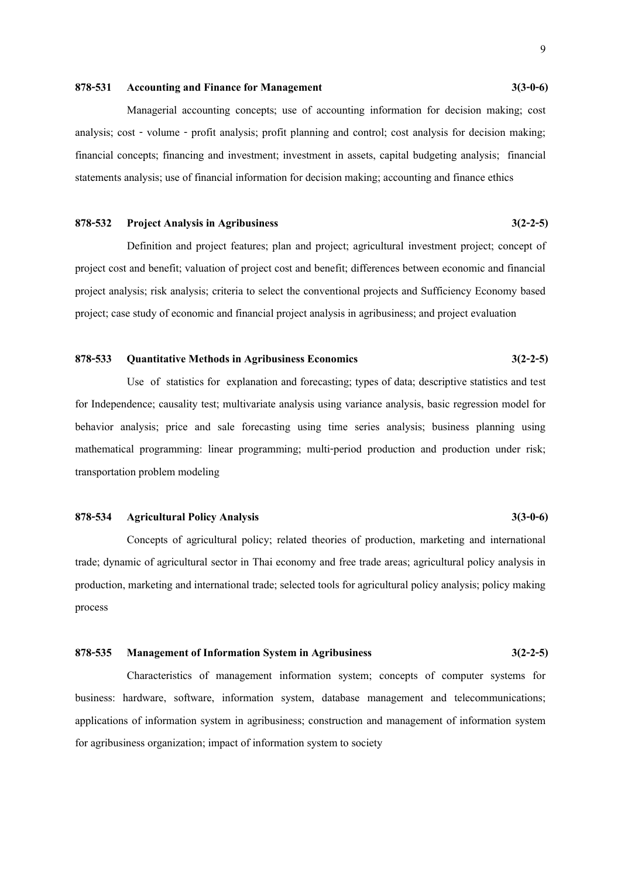**878-531 Accounting and Finance for Management 3(3-0-6)**

Managerial accounting concepts; use of accounting information for decision making; cost analysis; cost - volume - profit analysis; profit planning and control; cost analysis for decision making; financial concepts; financing and investment; investment in assets, capital budgeting analysis; financial statements analysis; use of financial information for decision making; accounting and finance ethics

**878-532 Project Analysis in Agribusiness 3(2-2-5)**

Definition and project features; plan and project; agricultural investment project; concept of project cost and benefit; valuation of project cost and benefit; differences between economic and financial project analysis; risk analysis; criteria to select the conventional projects and Sufficiency Economy based project; case study of economic and financial project analysis in agribusiness; and project evaluation

**878-533 Quantitative Methods in Agribusiness Economics 3(2-2-5)**

Use of statistics for explanation and forecasting; types of data; descriptive statistics and test for Independence; causality test; multivariate analysis using variance analysis, basic regression model for behavior analysis; price and sale forecasting using time series analysis; business planning using mathematical programming: linear programming; multi-period production and production under risk; transportation problem modeling

**878-534 Agricultural Policy Analysis 3(3-0-6)**

Concepts of agricultural policy; related theories of production, marketing and international trade; dynamic of agricultural sector in Thai economy and free trade areas; agricultural policy analysis in production, marketing and international trade; selected tools for agricultural policy analysis; policy making process

**878-535 Management of Information System in Agribusiness 3(2-2-5)**

Characteristics of management information system; concepts of computer systems for business: hardware, software, information system, database management and telecommunications; applications of information system in agribusiness; construction and management of information system for agribusiness organization; impact of information system to society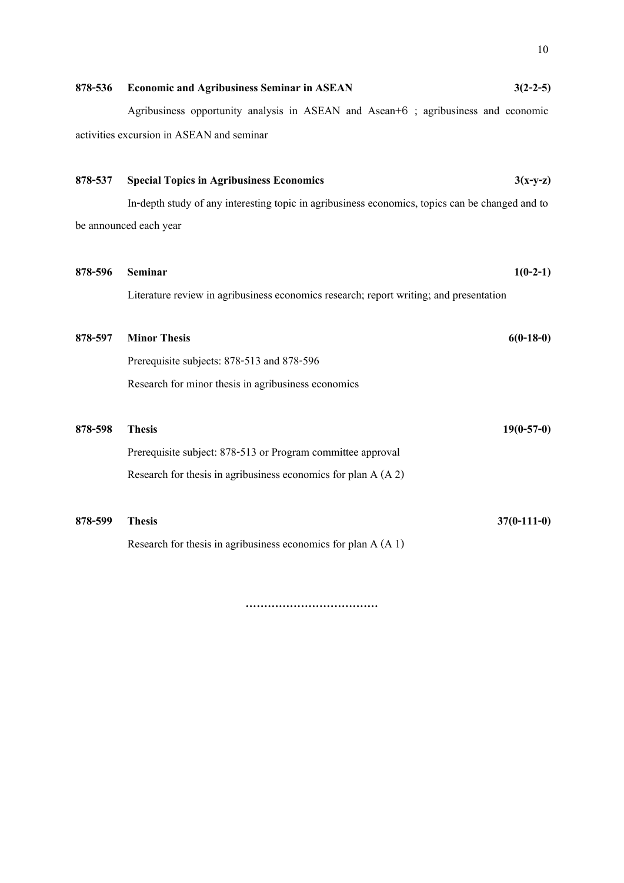**878-536 Economic and Agribusiness Seminar in ASEAN 3(2-2-5)**

Agribusiness opportunity analysis in ASEAN and Asean+6 ; agribusiness and economic activities excursion in ASEAN and seminar

**878-537 Special Topics in Agribusiness Economics 3(x-y-z)**

In-depth study of any interesting topic in agribusiness economics, topics can be changed and to be announced each year

**878-596 Seminar 1(0-2-1)**

Literature review in agribusiness economics research; report writing; and presentation

**878-597 Minor Thesis 6(0-18-0)**

Prerequisite subjects: 878-513 and 878-596

Research for minor thesis in agribusiness economics

**878-598 Thesis 19(0-57-0)**

Prerequisite subject: 878-513 or Program committee approval

Research for thesis in agribusiness economics for plan A (A 2)

**878-599 Thesis 37(0-111-0)**

Research for thesis in agribusiness economics for plan A (A 1)

………………………………